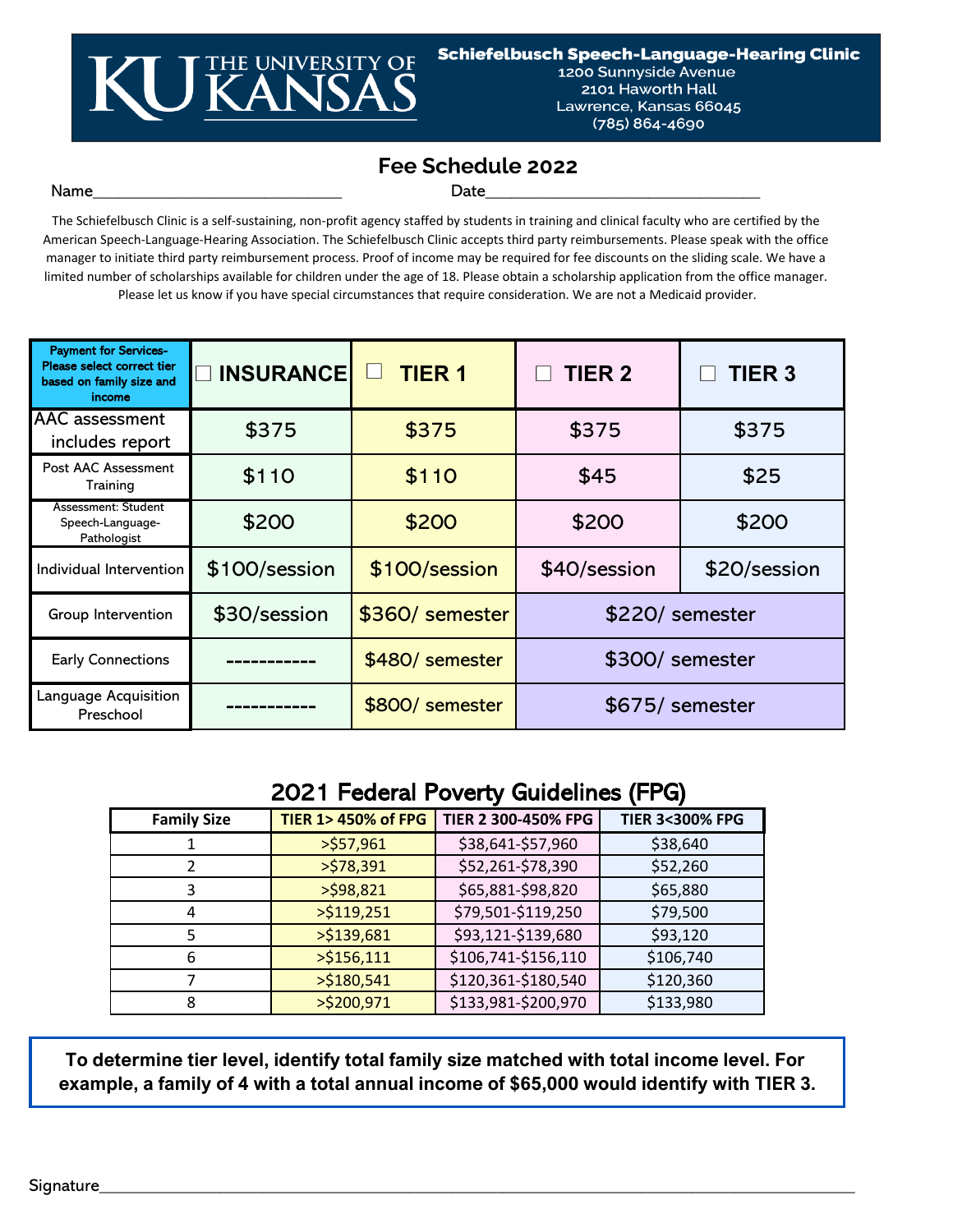THE UNIVERSITY OF KANSAS

**Schiefelbusch Speech-Language-Hearing Clinic**
1200 Sunnyside Avenue
2101 Haworth Hall
Lawrence, Kansas 66045
(785) 864-4690

# Fee Schedule 2022

Name_____________________________ Date________________________________

The Schiefelbusch Clinic is a self-sustaining, non-profit agency staffed by students in training and clinical faculty who are certified by the American Speech-Language-Hearing Association. The Schiefelbusch Clinic accepts third party reimbursements. Please speak with the office manager to initiate third party reimbursement process. Proof of income may be required for fee discounts on the sliding scale. We have a limited number of scholarships available for children under the age of 18. Please obtain a scholarship application from the office manager. Please let us know if you have special circumstances that require consideration. We are not a Medicaid provider.

| Payment for Services- Please select correct tier based on family size and income | ☐ INSURANCE | ☐ TIER 1 | ☐ TIER 2 | ☐ TIER 3 |
|---|---|---|---|---|
| AAC assessment includes report | $375 | $375 | $375 | $375 |
| Post AAC Assessment Training | $110 | $110 | $45 | $25 |
| Assessment: Student Speech-Language-Pathologist | $200 | $200 | $200 | $200 |
| Individual Intervention | $100/session | $100/session | $40/session | $20/session |
| Group Intervention | $30/session | $360/ semester | $220/ semester | |
| Early Connections | ----------- | $480/ semester | $300/ semester | |
| Language Acquisition Preschool | ----------- | $800/ semester | $675/ semester | |

## 2021 Federal Poverty Guidelines (FPG)

| Family Size | TIER 1> 450% of FPG | TIER 2 300-450% FPG | TIER 3<300% FPG |
|---|---|---|---|
| 1 | >$57,961 | $38,641-$57,960 | $38,640 |
| 2 | >$78,391 | $52,261-$78,390 | $52,260 |
| 3 | >$98,821 | $65,881-$98,820 | $65,880 |
| 4 | >$119,251 | $79,501-$119,250 | $79,500 |
| 5 | >$139,681 | $93,121-$139,680 | $93,120 |
| 6 | >$156,111 | $106,741-$156,110 | $106,740 |
| 7 | >$180,541 | $120,361-$180,540 | $120,360 |
| 8 | >$200,971 | $133,981-$200,970 | $133,980 |

**To determine tier level, identify total family size matched with total income level. For example, a family of 4 with a total annual income of $65,000 would identify with TIER 3.**

Signature______________________________________________________________________________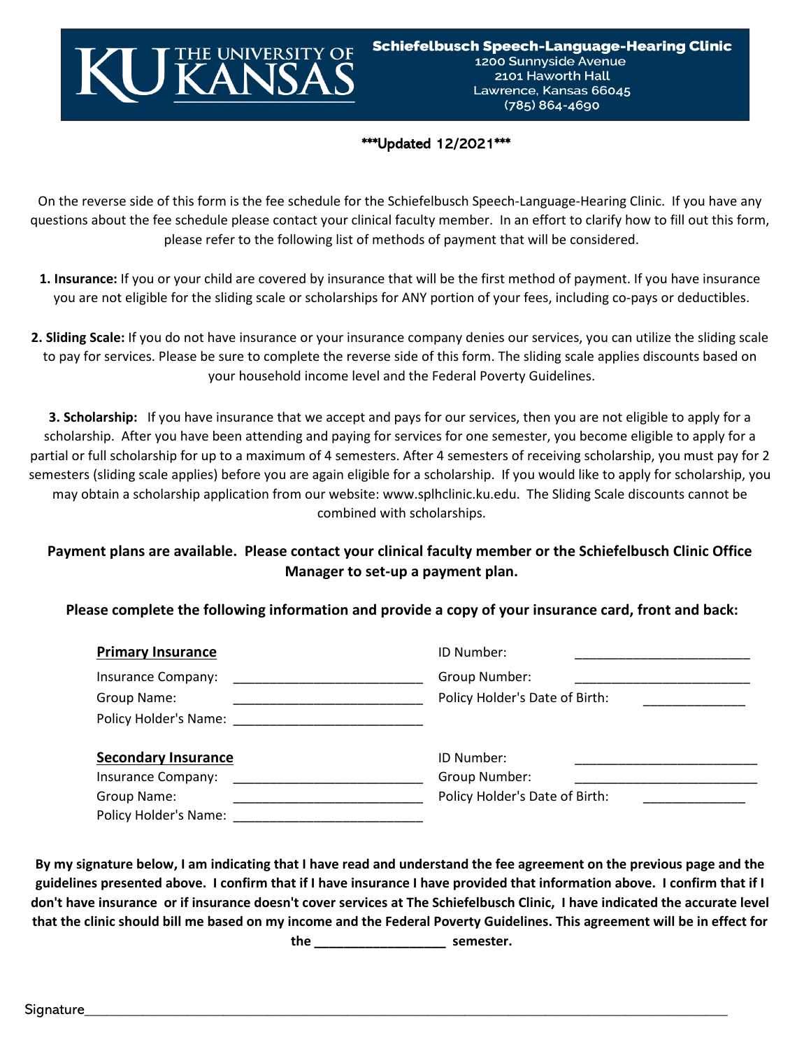THE UNIVERSITY OF KANSAS

**Schiefelbusch Speech-Language-Hearing Clinic**
1200 Sunnyside Avenue
2101 Haworth Hall
Lawrence, Kansas 66045
(785) 864-4690

***Updated 12/2021***

On the reverse side of this form is the fee schedule for the Schiefelbusch Speech-Language-Hearing Clinic. If you have any questions about the fee schedule please contact your clinical faculty member. In an effort to clarify how to fill out this form, please refer to the following list of methods of payment that will be considered.

**1. Insurance:** If you or your child are covered by insurance that will be the first method of payment. If you have insurance you are not eligible for the sliding scale or scholarships for ANY portion of your fees, including co-pays or deductibles.

**2. Sliding Scale:** If you do not have insurance or your insurance company denies our services, you can utilize the sliding scale to pay for services. Please be sure to complete the reverse side of this form. The sliding scale applies discounts based on your household income level and the Federal Poverty Guidelines.

**3. Scholarship:** If you have insurance that we accept and pays for our services, then you are not eligible to apply for a scholarship. After you have been attending and paying for services for one semester, you become eligible to apply for a partial or full scholarship for up to a maximum of 4 semesters. After 4 semesters of receiving scholarship, you must pay for 2 semesters (sliding scale applies) before you are again eligible for a scholarship. If you would like to apply for scholarship, you may obtain a scholarship application from our website: www.splhclinic.ku.edu. The Sliding Scale discounts cannot be combined with scholarships.

**Payment plans are available. Please contact your clinical faculty member or the Schiefelbusch Clinic Office Manager to set-up a payment plan.**

**Please complete the following information and provide a copy of your insurance card, front and back:**

**Primary Insurance**

Insurance Company: ___________________________

Group Name: ___________________________

Policy Holder's Name: ___________________________

ID Number: _________________________

Group Number: _________________________

Policy Holder's Date of Birth: ______________

**Secondary Insurance**

Insurance Company: ___________________________

Group Name: ___________________________

Policy Holder's Name: ___________________________

ID Number: __________________________

Group Number: __________________________

Policy Holder's Date of Birth: ______________

**By my signature below, I am indicating that I have read and understand the fee agreement on the previous page and the guidelines presented above. I confirm that if I have insurance I have provided that information above. I confirm that if I don't have insurance or if insurance doesn't cover services at The Schiefelbusch Clinic, I have indicated the accurate level that the clinic should bill me based on my income and the Federal Poverty Guidelines. This agreement will be in effect for the _________________ semester.**

Signature___________________________________________________________________________________